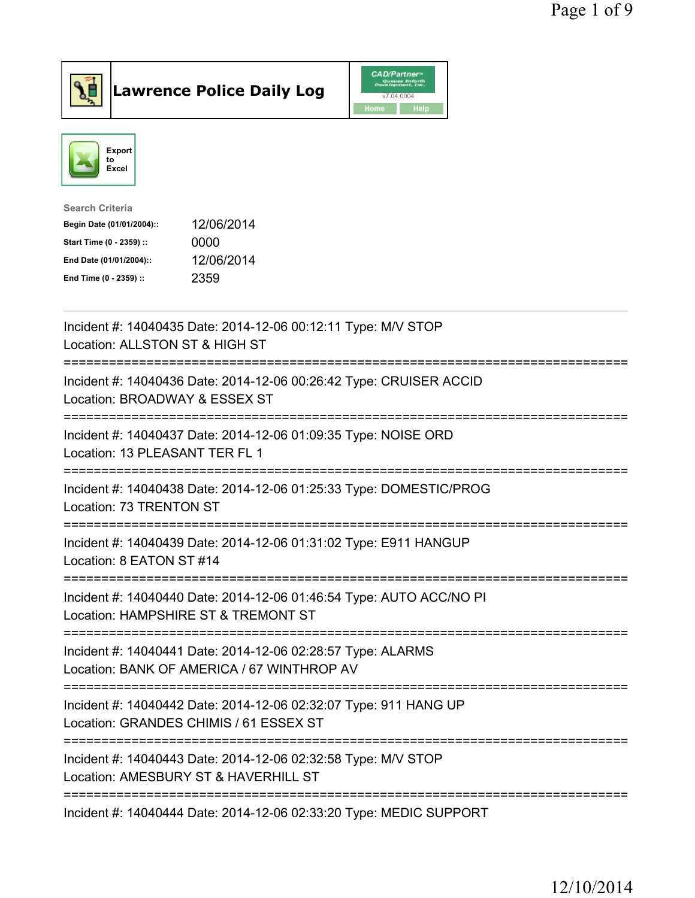# Lawrence Police Daily Log

CAD/Partner v7.04.0004

Home | Help

Export to Excel

**Search Criteria**

| | |
|---|---|
| **Begin Date (01/01/2004)::** | 12/06/2014 |
| **Start Time (0 - 2359) ::** | 0000 |
| **End Date (01/01/2004)::** | 12/06/2014 |
| **End Time (0 - 2359) ::** | 2359 |

---

Incident #: 14040435 Date: 2014-12-06 00:12:11 Type: M/V STOP
Location: ALLSTON ST & HIGH ST

===========================================================================

Incident #: 14040436 Date: 2014-12-06 00:26:42 Type: CRUISER ACCID
Location: BROADWAY & ESSEX ST

===========================================================================

Incident #: 14040437 Date: 2014-12-06 01:09:35 Type: NOISE ORD
Location: 13 PLEASANT TER FL 1

===========================================================================

Incident #: 14040438 Date: 2014-12-06 01:25:33 Type: DOMESTIC/PROG
Location: 73 TRENTON ST

===========================================================================

Incident #: 14040439 Date: 2014-12-06 01:31:02 Type: E911 HANGUP
Location: 8 EATON ST #14

===========================================================================

Incident #: 14040440 Date: 2014-12-06 01:46:54 Type: AUTO ACC/NO PI
Location: HAMPSHIRE ST & TREMONT ST

===========================================================================

Incident #: 14040441 Date: 2014-12-06 02:28:57 Type: ALARMS
Location: BANK OF AMERICA / 67 WINTHROP AV

===========================================================================

Incident #: 14040442 Date: 2014-12-06 02:32:07 Type: 911 HANG UP
Location: GRANDES CHIMIS / 61 ESSEX ST

===========================================================================

Incident #: 14040443 Date: 2014-12-06 02:32:58 Type: M/V STOP
Location: AMESBURY ST & HAVERHILL ST

===========================================================================

Incident #: 14040444 Date: 2014-12-06 02:33:20 Type: MEDIC SUPPORT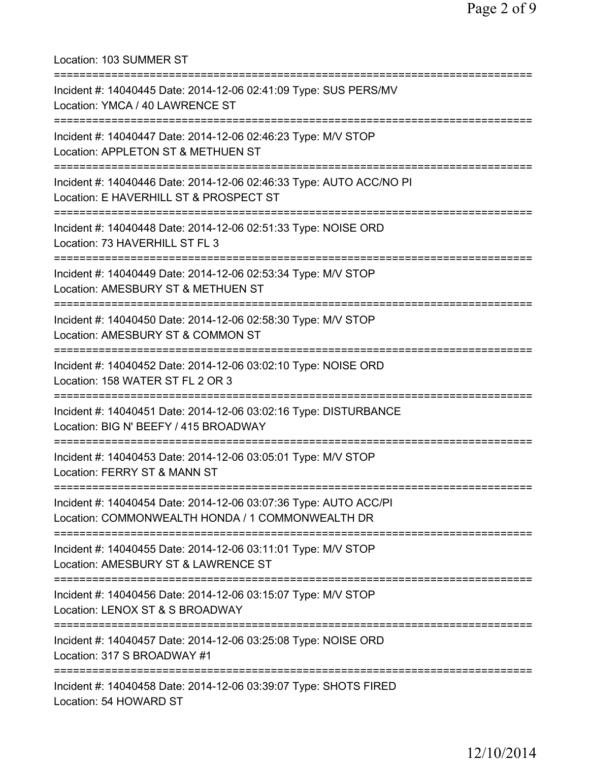Location: 103 SUMMER ST

===========================================================================

Incident #: 14040445 Date: 2014-12-06 02:41:09 Type: SUS PERS/MV
Location: YMCA / 40 LAWRENCE ST

===========================================================================

Incident #: 14040447 Date: 2014-12-06 02:46:23 Type: M/V STOP
Location: APPLETON ST & METHUEN ST

===========================================================================

Incident #: 14040446 Date: 2014-12-06 02:46:33 Type: AUTO ACC/NO PI
Location: E HAVERHILL ST & PROSPECT ST

===========================================================================

Incident #: 14040448 Date: 2014-12-06 02:51:33 Type: NOISE ORD
Location: 73 HAVERHILL ST FL 3

===========================================================================

Incident #: 14040449 Date: 2014-12-06 02:53:34 Type: M/V STOP
Location: AMESBURY ST & METHUEN ST

===========================================================================

Incident #: 14040450 Date: 2014-12-06 02:58:30 Type: M/V STOP
Location: AMESBURY ST & COMMON ST

===========================================================================

Incident #: 14040452 Date: 2014-12-06 03:02:10 Type: NOISE ORD
Location: 158 WATER ST FL 2 OR 3

===========================================================================

Incident #: 14040451 Date: 2014-12-06 03:02:16 Type: DISTURBANCE
Location: BIG N' BEEFY / 415 BROADWAY

===========================================================================

Incident #: 14040453 Date: 2014-12-06 03:05:01 Type: M/V STOP
Location: FERRY ST & MANN ST

===========================================================================

Incident #: 14040454 Date: 2014-12-06 03:07:36 Type: AUTO ACC/PI
Location: COMMONWEALTH HONDA / 1 COMMONWEALTH DR

===========================================================================

Incident #: 14040455 Date: 2014-12-06 03:11:01 Type: M/V STOP
Location: AMESBURY ST & LAWRENCE ST

===========================================================================

Incident #: 14040456 Date: 2014-12-06 03:15:07 Type: M/V STOP
Location: LENOX ST & S BROADWAY

===========================================================================

Incident #: 14040457 Date: 2014-12-06 03:25:08 Type: NOISE ORD
Location: 317 S BROADWAY #1

===========================================================================

Incident #: 14040458 Date: 2014-12-06 03:39:07 Type: SHOTS FIRED
Location: 54 HOWARD ST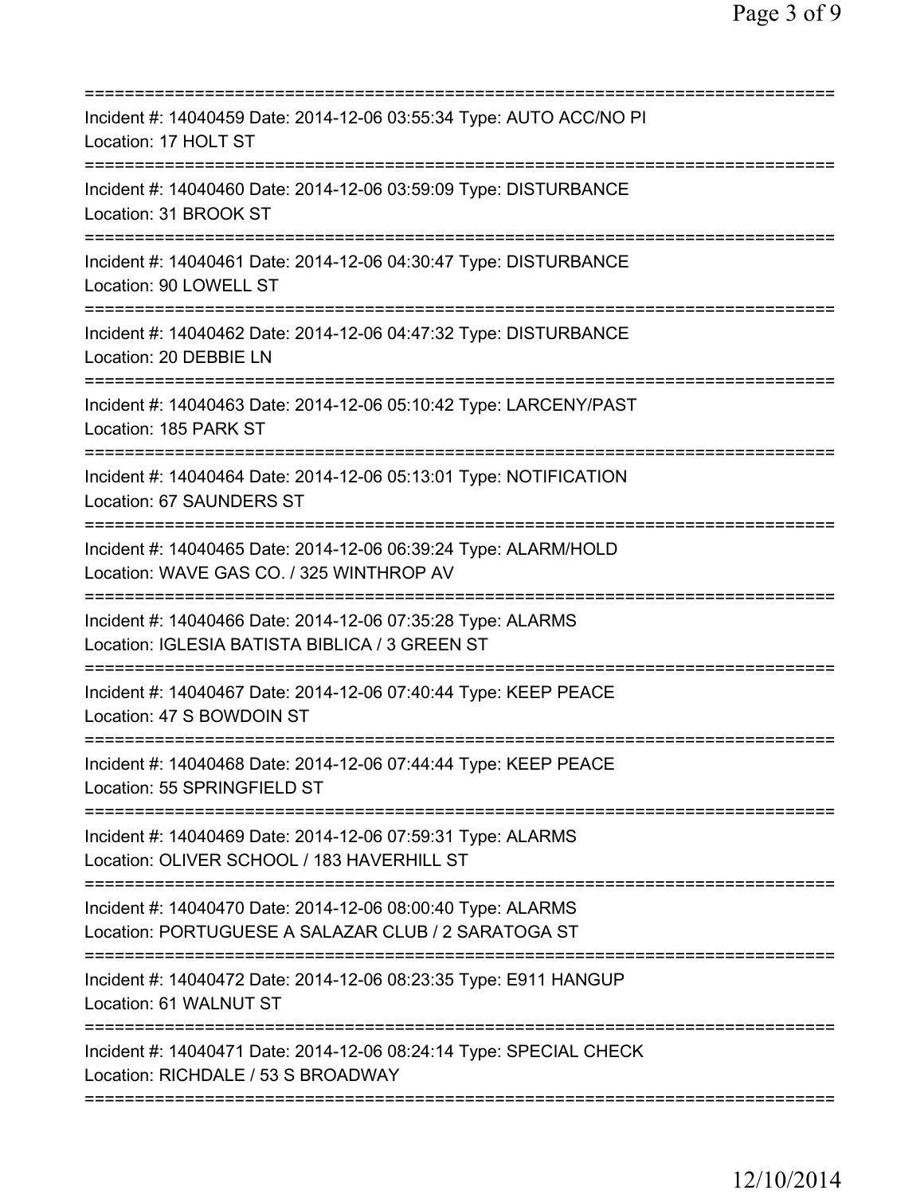Incident #: 14040459 Date: 2014-12-06 03:55:34 Type: AUTO ACC/NO PI
Location: 17 HOLT ST

Incident #: 14040460 Date: 2014-12-06 03:59:09 Type: DISTURBANCE
Location: 31 BROOK ST

Incident #: 14040461 Date: 2014-12-06 04:30:47 Type: DISTURBANCE
Location: 90 LOWELL ST

Incident #: 14040462 Date: 2014-12-06 04:47:32 Type: DISTURBANCE
Location: 20 DEBBIE LN

Incident #: 14040463 Date: 2014-12-06 05:10:42 Type: LARCENY/PAST
Location: 185 PARK ST

Incident #: 14040464 Date: 2014-12-06 05:13:01 Type: NOTIFICATION
Location: 67 SAUNDERS ST

Incident #: 14040465 Date: 2014-12-06 06:39:24 Type: ALARM/HOLD
Location: WAVE GAS CO. / 325 WINTHROP AV

Incident #: 14040466 Date: 2014-12-06 07:35:28 Type: ALARMS
Location: IGLESIA BATISTA BIBLICA / 3 GREEN ST

Incident #: 14040467 Date: 2014-12-06 07:40:44 Type: KEEP PEACE
Location: 47 S BOWDOIN ST

Incident #: 14040468 Date: 2014-12-06 07:44:44 Type: KEEP PEACE
Location: 55 SPRINGFIELD ST

Incident #: 14040469 Date: 2014-12-06 07:59:31 Type: ALARMS
Location: OLIVER SCHOOL / 183 HAVERHILL ST

Incident #: 14040470 Date: 2014-12-06 08:00:40 Type: ALARMS
Location: PORTUGUESE A SALAZAR CLUB / 2 SARATOGA ST

Incident #: 14040472 Date: 2014-12-06 08:23:35 Type: E911 HANGUP
Location: 61 WALNUT ST

Incident #: 14040471 Date: 2014-12-06 08:24:14 Type: SPECIAL CHECK
Location: RICHDALE / 53 S BROADWAY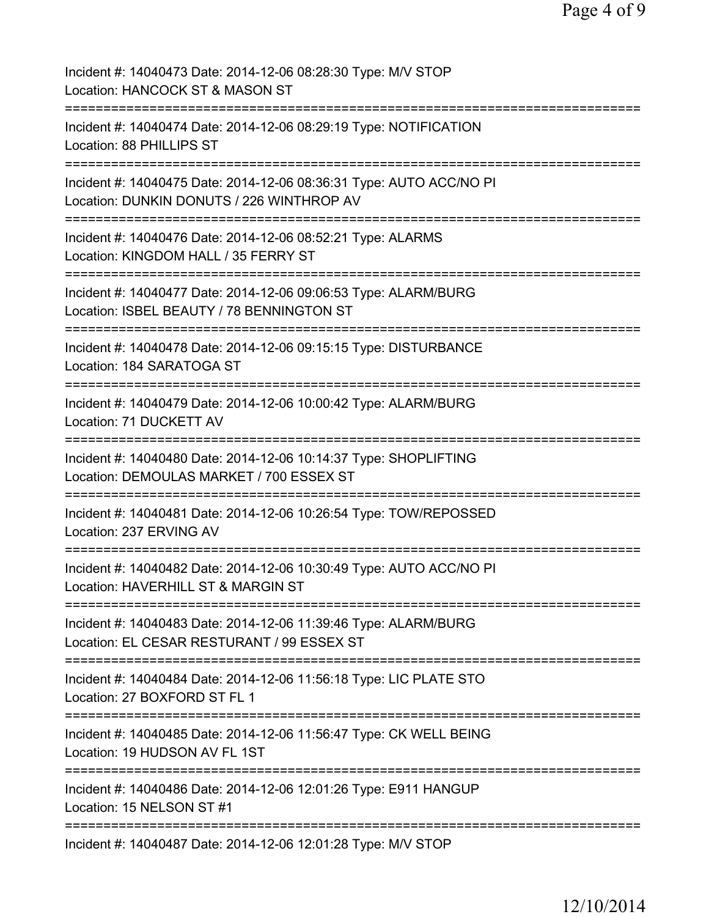Incident #: 14040473 Date: 2014-12-06 08:28:30 Type: M/V STOP
Location: HANCOCK ST & MASON ST
===========================================================================
Incident #: 14040474 Date: 2014-12-06 08:29:19 Type: NOTIFICATION
Location: 88 PHILLIPS ST
===========================================================================
Incident #: 14040475 Date: 2014-12-06 08:36:31 Type: AUTO ACC/NO PI
Location: DUNKIN DONUTS / 226 WINTHROP AV
===========================================================================
Incident #: 14040476 Date: 2014-12-06 08:52:21 Type: ALARMS
Location: KINGDOM HALL / 35 FERRY ST
===========================================================================
Incident #: 14040477 Date: 2014-12-06 09:06:53 Type: ALARM/BURG
Location: ISBEL BEAUTY / 78 BENNINGTON ST
===========================================================================
Incident #: 14040478 Date: 2014-12-06 09:15:15 Type: DISTURBANCE
Location: 184 SARATOGA ST
===========================================================================
Incident #: 14040479 Date: 2014-12-06 10:00:42 Type: ALARM/BURG
Location: 71 DUCKETT AV
===========================================================================
Incident #: 14040480 Date: 2014-12-06 10:14:37 Type: SHOPLIFTING
Location: DEMOULAS MARKET / 700 ESSEX ST
===========================================================================
Incident #: 14040481 Date: 2014-12-06 10:26:54 Type: TOW/REPOSSED
Location: 237 ERVING AV
===========================================================================
Incident #: 14040482 Date: 2014-12-06 10:30:49 Type: AUTO ACC/NO PI
Location: HAVERHILL ST & MARGIN ST
===========================================================================
Incident #: 14040483 Date: 2014-12-06 11:39:46 Type: ALARM/BURG
Location: EL CESAR RESTURANT / 99 ESSEX ST
===========================================================================
Incident #: 14040484 Date: 2014-12-06 11:56:18 Type: LIC PLATE STO
Location: 27 BOXFORD ST FL 1
===========================================================================
Incident #: 14040485 Date: 2014-12-06 11:56:47 Type: CK WELL BEING
Location: 19 HUDSON AV FL 1ST
===========================================================================
Incident #: 14040486 Date: 2014-12-06 12:01:26 Type: E911 HANGUP
Location: 15 NELSON ST #1
===========================================================================
Incident #: 14040487 Date: 2014-12-06 12:01:28 Type: M/V STOP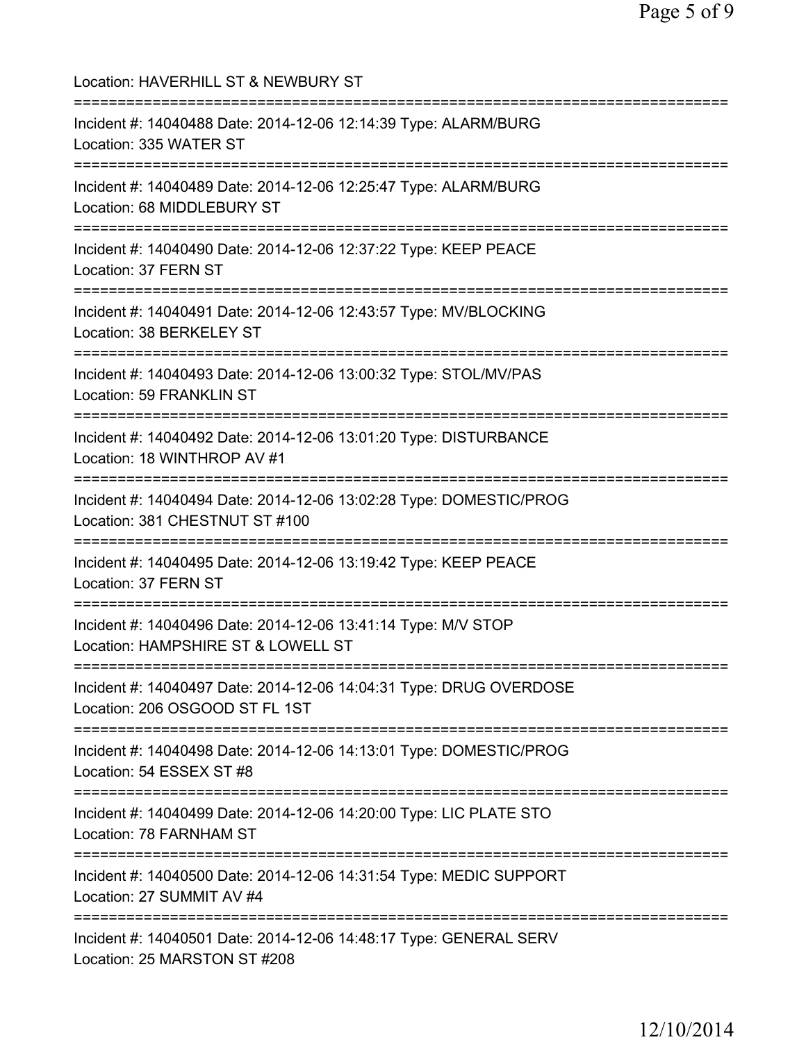Location: HAVERHILL ST & NEWBURY ST

===========================================================================

Incident #: 14040488 Date: 2014-12-06 12:14:39 Type: ALARM/BURG
Location: 335 WATER ST

===========================================================================

Incident #: 14040489 Date: 2014-12-06 12:25:47 Type: ALARM/BURG
Location: 68 MIDDLEBURY ST

===========================================================================

Incident #: 14040490 Date: 2014-12-06 12:37:22 Type: KEEP PEACE
Location: 37 FERN ST

===========================================================================

Incident #: 14040491 Date: 2014-12-06 12:43:57 Type: MV/BLOCKING
Location: 38 BERKELEY ST

===========================================================================

Incident #: 14040493 Date: 2014-12-06 13:00:32 Type: STOL/MV/PAS
Location: 59 FRANKLIN ST

===========================================================================

Incident #: 14040492 Date: 2014-12-06 13:01:20 Type: DISTURBANCE
Location: 18 WINTHROP AV #1

===========================================================================

Incident #: 14040494 Date: 2014-12-06 13:02:28 Type: DOMESTIC/PROG
Location: 381 CHESTNUT ST #100

===========================================================================

Incident #: 14040495 Date: 2014-12-06 13:19:42 Type: KEEP PEACE
Location: 37 FERN ST

===========================================================================

Incident #: 14040496 Date: 2014-12-06 13:41:14 Type: M/V STOP
Location: HAMPSHIRE ST & LOWELL ST

===========================================================================

Incident #: 14040497 Date: 2014-12-06 14:04:31 Type: DRUG OVERDOSE
Location: 206 OSGOOD ST FL 1ST

===========================================================================

Incident #: 14040498 Date: 2014-12-06 14:13:01 Type: DOMESTIC/PROG
Location: 54 ESSEX ST #8

===========================================================================

Incident #: 14040499 Date: 2014-12-06 14:20:00 Type: LIC PLATE STO
Location: 78 FARNHAM ST

===========================================================================

Incident #: 14040500 Date: 2014-12-06 14:31:54 Type: MEDIC SUPPORT
Location: 27 SUMMIT AV #4

===========================================================================

Incident #: 14040501 Date: 2014-12-06 14:48:17 Type: GENERAL SERV
Location: 25 MARSTON ST #208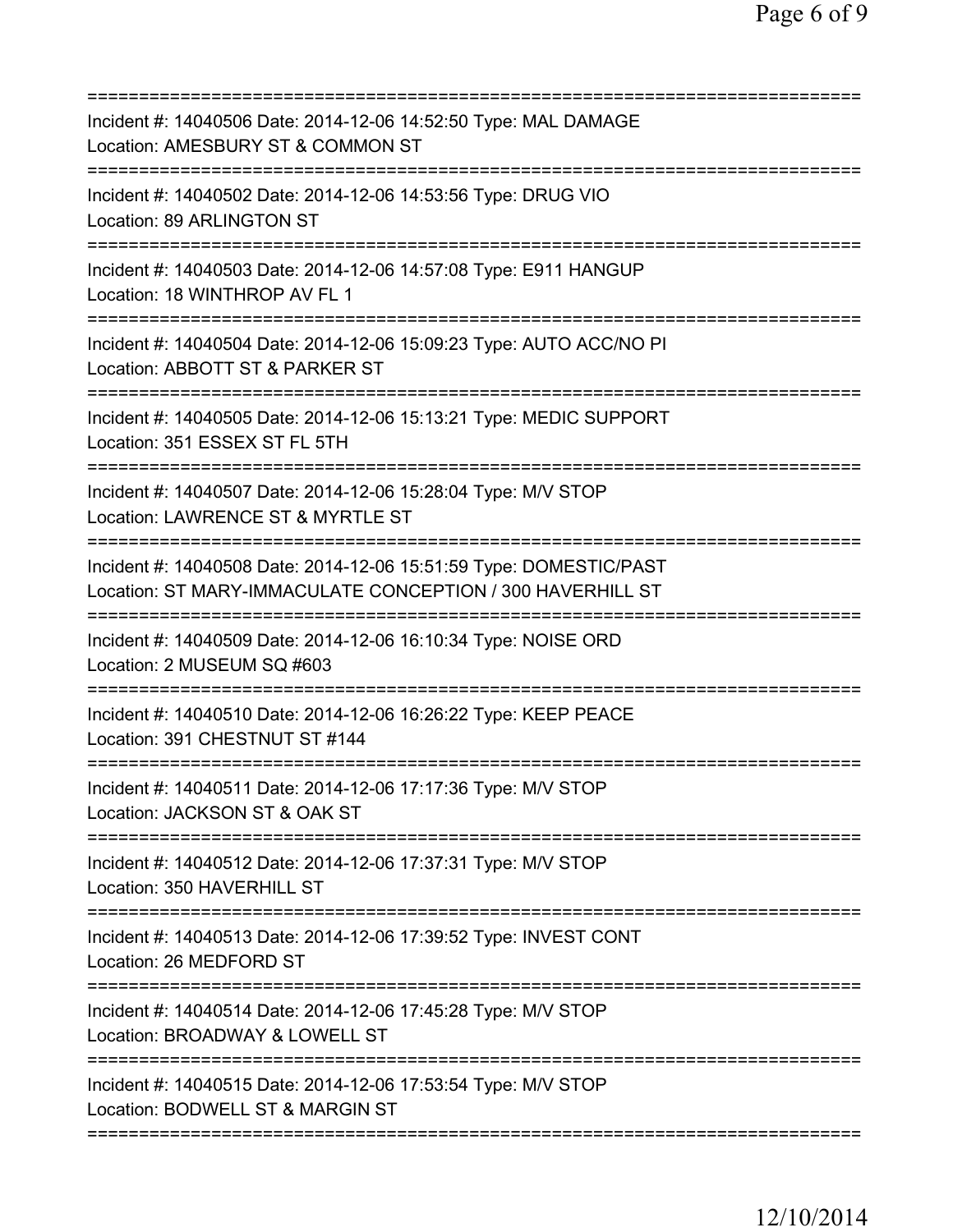===========================================================================
Incident #: 14040506 Date: 2014-12-06 14:52:50 Type: MAL DAMAGE
Location: AMESBURY ST & COMMON ST
===========================================================================
Incident #: 14040502 Date: 2014-12-06 14:53:56 Type: DRUG VIO
Location: 89 ARLINGTON ST
===========================================================================
Incident #: 14040503 Date: 2014-12-06 14:57:08 Type: E911 HANGUP
Location: 18 WINTHROP AV FL 1
===========================================================================
Incident #: 14040504 Date: 2014-12-06 15:09:23 Type: AUTO ACC/NO PI
Location: ABBOTT ST & PARKER ST
===========================================================================
Incident #: 14040505 Date: 2014-12-06 15:13:21 Type: MEDIC SUPPORT
Location: 351 ESSEX ST FL 5TH
===========================================================================
Incident #: 14040507 Date: 2014-12-06 15:28:04 Type: M/V STOP
Location: LAWRENCE ST & MYRTLE ST
===========================================================================
Incident #: 14040508 Date: 2014-12-06 15:51:59 Type: DOMESTIC/PAST
Location: ST MARY-IMMACULATE CONCEPTION / 300 HAVERHILL ST
===========================================================================
Incident #: 14040509 Date: 2014-12-06 16:10:34 Type: NOISE ORD
Location: 2 MUSEUM SQ #603
===========================================================================
Incident #: 14040510 Date: 2014-12-06 16:26:22 Type: KEEP PEACE
Location: 391 CHESTNUT ST #144
===========================================================================
Incident #: 14040511 Date: 2014-12-06 17:17:36 Type: M/V STOP
Location: JACKSON ST & OAK ST
===========================================================================
Incident #: 14040512 Date: 2014-12-06 17:37:31 Type: M/V STOP
Location: 350 HAVERHILL ST
===========================================================================
Incident #: 14040513 Date: 2014-12-06 17:39:52 Type: INVEST CONT
Location: 26 MEDFORD ST
===========================================================================
Incident #: 14040514 Date: 2014-12-06 17:45:28 Type: M/V STOP
Location: BROADWAY & LOWELL ST
===========================================================================
Incident #: 14040515 Date: 2014-12-06 17:53:54 Type: M/V STOP
Location: BODWELL ST & MARGIN ST
===========================================================================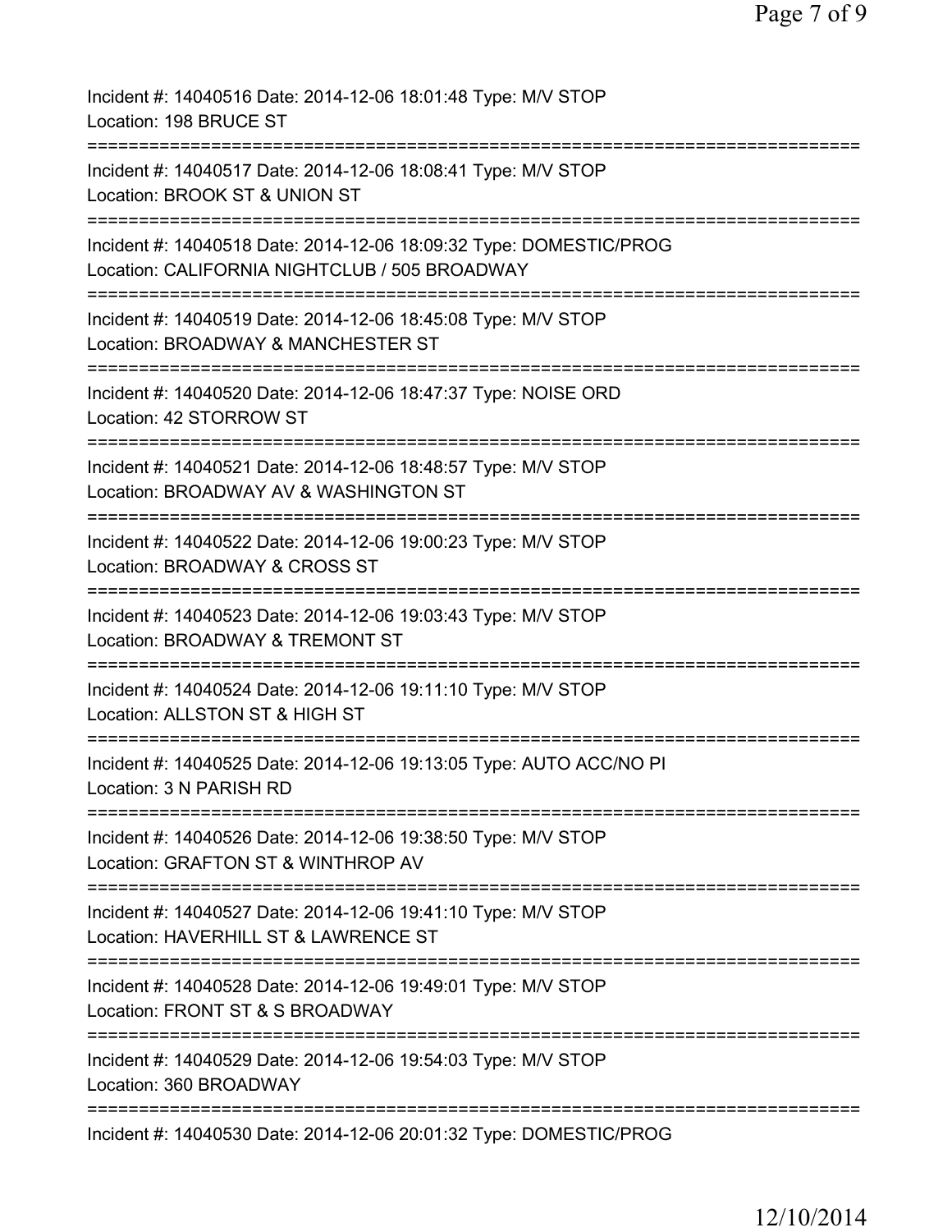Incident #: 14040516 Date: 2014-12-06 18:01:48 Type: M/V STOP
Location: 198 BRUCE ST

===========================================================================

Incident #: 14040517 Date: 2014-12-06 18:08:41 Type: M/V STOP
Location: BROOK ST & UNION ST

===========================================================================

Incident #: 14040518 Date: 2014-12-06 18:09:32 Type: DOMESTIC/PROG
Location: CALIFORNIA NIGHTCLUB / 505 BROADWAY

===========================================================================

Incident #: 14040519 Date: 2014-12-06 18:45:08 Type: M/V STOP
Location: BROADWAY & MANCHESTER ST

===========================================================================

Incident #: 14040520 Date: 2014-12-06 18:47:37 Type: NOISE ORD
Location: 42 STORROW ST

===========================================================================

Incident #: 14040521 Date: 2014-12-06 18:48:57 Type: M/V STOP
Location: BROADWAY AV & WASHINGTON ST

===========================================================================

Incident #: 14040522 Date: 2014-12-06 19:00:23 Type: M/V STOP
Location: BROADWAY & CROSS ST

===========================================================================

Incident #: 14040523 Date: 2014-12-06 19:03:43 Type: M/V STOP
Location: BROADWAY & TREMONT ST

===========================================================================

Incident #: 14040524 Date: 2014-12-06 19:11:10 Type: M/V STOP
Location: ALLSTON ST & HIGH ST

===========================================================================

Incident #: 14040525 Date: 2014-12-06 19:13:05 Type: AUTO ACC/NO PI
Location: 3 N PARISH RD

===========================================================================

Incident #: 14040526 Date: 2014-12-06 19:38:50 Type: M/V STOP
Location: GRAFTON ST & WINTHROP AV

===========================================================================

Incident #: 14040527 Date: 2014-12-06 19:41:10 Type: M/V STOP
Location: HAVERHILL ST & LAWRENCE ST

===========================================================================

Incident #: 14040528 Date: 2014-12-06 19:49:01 Type: M/V STOP
Location: FRONT ST & S BROADWAY

===========================================================================

Incident #: 14040529 Date: 2014-12-06 19:54:03 Type: M/V STOP
Location: 360 BROADWAY

===========================================================================

Incident #: 14040530 Date: 2014-12-06 20:01:32 Type: DOMESTIC/PROG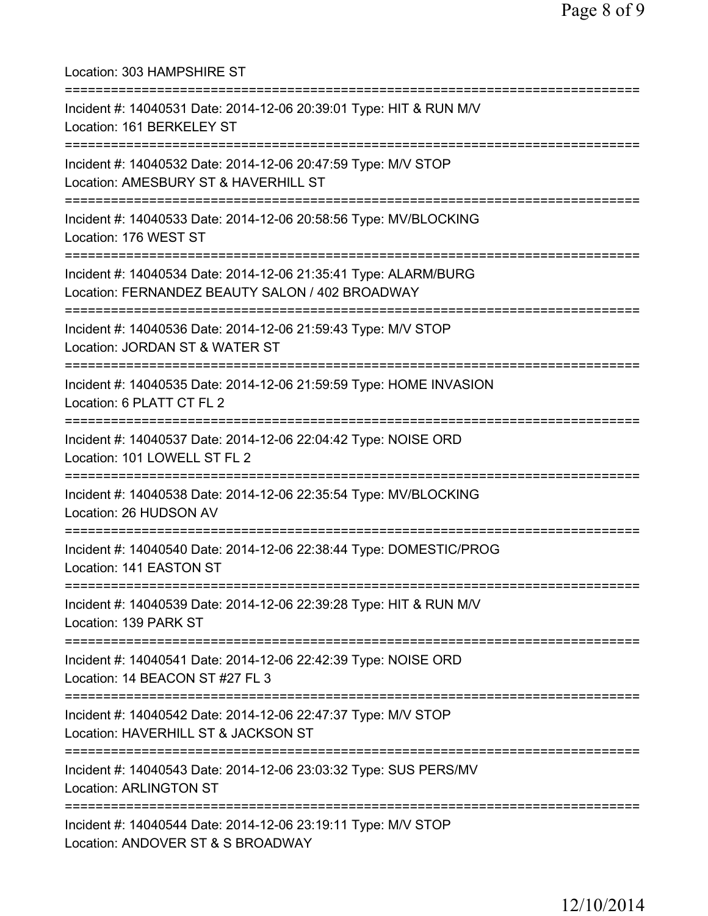Location: 303 HAMPSHIRE ST

===========================================================================

Incident #: 14040531 Date: 2014-12-06 20:39:01 Type: HIT & RUN M/V
Location: 161 BERKELEY ST

===========================================================================

Incident #: 14040532 Date: 2014-12-06 20:47:59 Type: M/V STOP
Location: AMESBURY ST & HAVERHILL ST

===========================================================================

Incident #: 14040533 Date: 2014-12-06 20:58:56 Type: MV/BLOCKING
Location: 176 WEST ST

===========================================================================

Incident #: 14040534 Date: 2014-12-06 21:35:41 Type: ALARM/BURG
Location: FERNANDEZ BEAUTY SALON / 402 BROADWAY

===========================================================================

Incident #: 14040536 Date: 2014-12-06 21:59:43 Type: M/V STOP
Location: JORDAN ST & WATER ST

===========================================================================

Incident #: 14040535 Date: 2014-12-06 21:59:59 Type: HOME INVASION
Location: 6 PLATT CT FL 2

===========================================================================

Incident #: 14040537 Date: 2014-12-06 22:04:42 Type: NOISE ORD
Location: 101 LOWELL ST FL 2

===========================================================================

Incident #: 14040538 Date: 2014-12-06 22:35:54 Type: MV/BLOCKING
Location: 26 HUDSON AV

===========================================================================

Incident #: 14040540 Date: 2014-12-06 22:38:44 Type: DOMESTIC/PROG
Location: 141 EASTON ST

===========================================================================

Incident #: 14040539 Date: 2014-12-06 22:39:28 Type: HIT & RUN M/V
Location: 139 PARK ST

===========================================================================

Incident #: 14040541 Date: 2014-12-06 22:42:39 Type: NOISE ORD
Location: 14 BEACON ST #27 FL 3

===========================================================================

Incident #: 14040542 Date: 2014-12-06 22:47:37 Type: M/V STOP
Location: HAVERHILL ST & JACKSON ST

===========================================================================

Incident #: 14040543 Date: 2014-12-06 23:03:32 Type: SUS PERS/MV
Location: ARLINGTON ST

===========================================================================

Incident #: 14040544 Date: 2014-12-06 23:19:11 Type: M/V STOP
Location: ANDOVER ST & S BROADWAY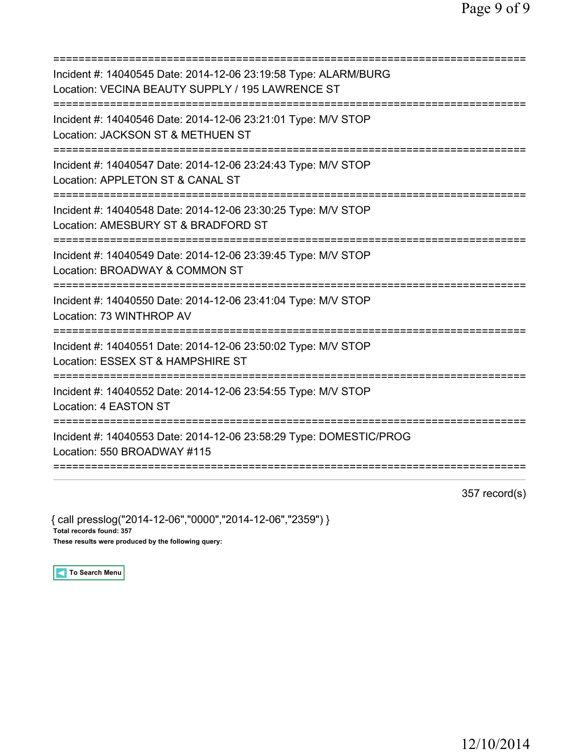Incident #: 14040545 Date: 2014-12-06 23:19:58 Type: ALARM/BURG
Location: VECINA BEAUTY SUPPLY / 195 LAWRENCE ST

Incident #: 14040546 Date: 2014-12-06 23:21:01 Type: M/V STOP
Location: JACKSON ST & METHUEN ST

Incident #: 14040547 Date: 2014-12-06 23:24:43 Type: M/V STOP
Location: APPLETON ST & CANAL ST

Incident #: 14040548 Date: 2014-12-06 23:30:25 Type: M/V STOP
Location: AMESBURY ST & BRADFORD ST

Incident #: 14040549 Date: 2014-12-06 23:39:45 Type: M/V STOP
Location: BROADWAY & COMMON ST

Incident #: 14040550 Date: 2014-12-06 23:41:04 Type: M/V STOP
Location: 73 WINTHROP AV

Incident #: 14040551 Date: 2014-12-06 23:50:02 Type: M/V STOP
Location: ESSEX ST & HAMPSHIRE ST

Incident #: 14040552 Date: 2014-12-06 23:54:55 Type: M/V STOP
Location: 4 EASTON ST

Incident #: 14040553 Date: 2014-12-06 23:58:29 Type: DOMESTIC/PROG
Location: 550 BROADWAY #115

357 record(s)

{ call presslog("2014-12-06","0000","2014-12-06","2359") }

**Total records found: 357**

**These results were produced by the following query:**

To Search Menu